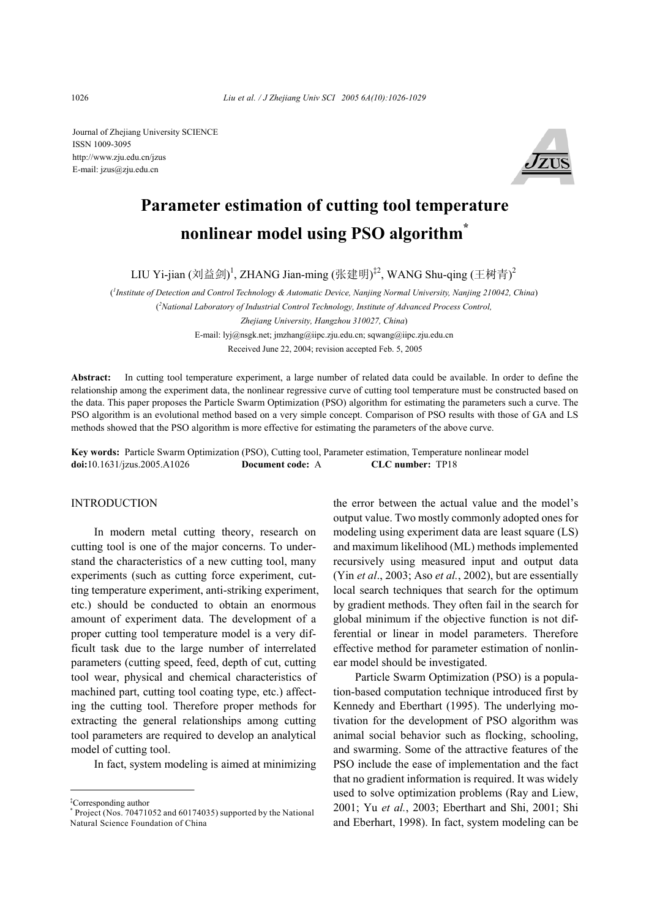Journal of Zhejiang University SCIENCE
ISSN 1009-3095
http://www.zju.edu.cn/jzus
E-mail: jzus@zju.edu.cn

# Parameter estimation of cutting tool temperature nonlinear model using PSO algorithm*

LIU Yi-jian (刘益剑)[1], ZHANG Jian-ming (张建明)[‡2], WANG Shu-qing (王树青)[2]

([1]*Institute of Detection and Control Technology & Automatic Device, Nanjing Normal University, Nanjing 210042, China*)

([2]*National Laboratory of Industrial Control Technology, Institute of Advanced Process Control, Zhejiang University, Hangzhou 310027, China*)

E-mail: lyj@nsgk.net; jmzhang@iipc.zju.edu.cn; sqwang@iipc.zju.edu.cn

Received June 22, 2004; revision accepted Feb. 5, 2005

**Abstract:** In cutting tool temperature experiment, a large number of related data could be available. In order to define the relationship among the experiment data, the nonlinear regressive curve of cutting tool temperature must be constructed based on the data. This paper proposes the Particle Swarm Optimization (PSO) algorithm for estimating the parameters such a curve. The PSO algorithm is an evolutional method based on a very simple concept. Comparison of PSO results with those of GA and LS methods showed that the PSO algorithm is more effective for estimating the parameters of the above curve.

**Key words:** Particle Swarm Optimization (PSO), Cutting tool, Parameter estimation, Temperature nonlinear model
**doi:**10.1631/jzus.2005.A1026 **Document code:** A **CLC number:** TP18

## INTRODUCTION

In modern metal cutting theory, research on cutting tool is one of the major concerns. To understand the characteristics of a new cutting tool, many experiments (such as cutting force experiment, cutting temperature experiment, anti-striking experiment, etc.) should be conducted to obtain an enormous amount of experiment data. The development of a proper cutting tool temperature model is a very difficult task due to the large number of interrelated parameters (cutting speed, feed, depth of cut, cutting tool wear, physical and chemical characteristics of machined part, cutting tool coating type, etc.) affecting the cutting tool. Therefore proper methods for extracting the general relationships among cutting tool parameters are required to develop an analytical model of cutting tool.

In fact, system modeling is aimed at minimizing the error between the actual value and the model's output value. Two mostly commonly adopted ones for modeling using experiment data are least square (LS) and maximum likelihood (ML) methods implemented recursively using measured input and output data (Yin *et al*., 2003; Aso *et al.*, 2002), but are essentially local search techniques that search for the optimum by gradient methods. They often fail in the search for global minimum if the objective function is not differential or linear in model parameters. Therefore effective method for parameter estimation of nonlinear model should be investigated.

Particle Swarm Optimization (PSO) is a population-based computation technique introduced first by Kennedy and Eberthart (1995). The underlying motivation for the development of PSO algorithm was animal social behavior such as flocking, schooling, and swarming. Some of the attractive features of the PSO include the ease of implementation and the fact that no gradient information is required. It was widely used to solve optimization problems (Ray and Liew, 2001; Yu *et al.*, 2003; Eberthart and Shi, 2001; Shi and Eberhart, 1998). In fact, system modeling can be

‡Corresponding author
\* Project (Nos. 70471052 and 60174035) supported by the National Natural Science Foundation of China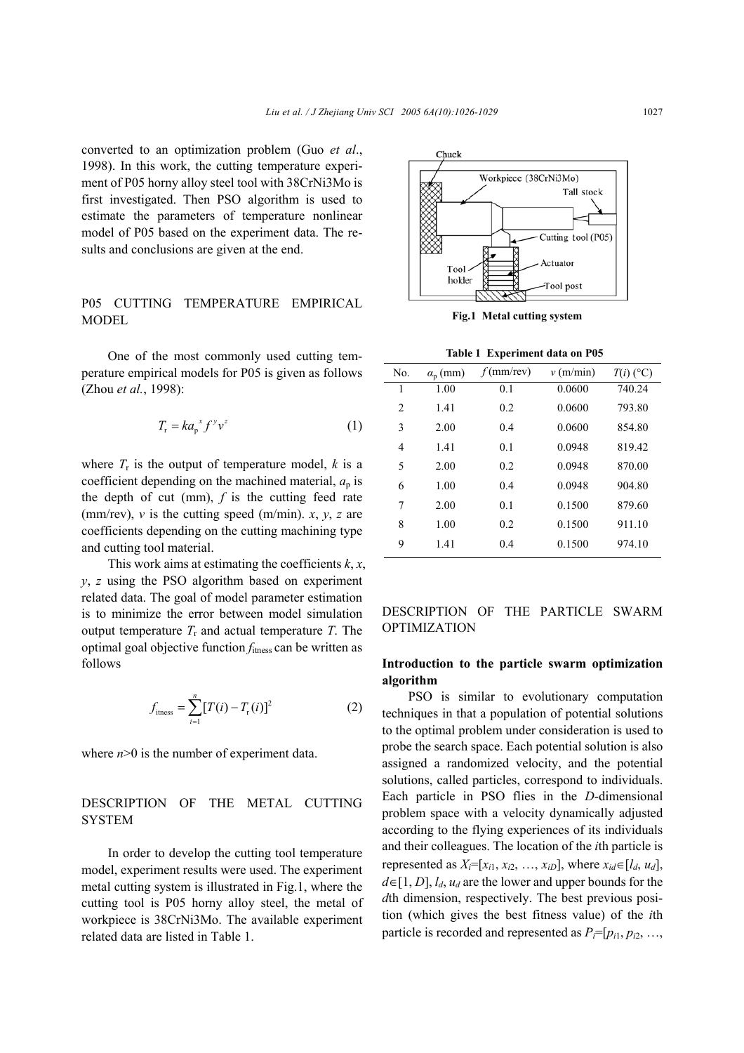converted to an optimization problem (Guo *et al*., 1998). In this work, the cutting temperature experiment of P05 horny alloy steel tool with 38CrNi3Mo is first investigated. Then PSO algorithm is used to estimate the parameters of temperature nonlinear model of P05 based on the experiment data. The results and conclusions are given at the end.

## P05 CUTTING TEMPERATURE EMPIRICAL MODEL

One of the most commonly used cutting temperature empirical models for P05 is given as follows (Zhou *et al*., 1998):

$$T_r = k a_p^x f^y v^z \tag{1}$$

where $T_r$ is the output of temperature model, $k$ is a coefficient depending on the machined material, $a_p$ is the depth of cut (mm), $f$ is the cutting feed rate (mm/rev), $v$ is the cutting speed (m/min). $x$, $y$, $z$ are coefficients depending on the cutting machining type and cutting tool material.

This work aims at estimating the coefficients $k$, $x$, $y$, $z$ using the PSO algorithm based on experiment related data. The goal of model parameter estimation is to minimize the error between model simulation output temperature $T_r$ and actual temperature $T$. The optimal goal objective function $f_{itness}$ can be written as follows

$$f_{itness} = \sum_{i=1}^{n} [T(i) - T_r(i)]^2 \tag{2}$$

where $n$>0 is the number of experiment data.

## DESCRIPTION OF THE METAL CUTTING SYSTEM

In order to develop the cutting tool temperature model, experiment results were used. The experiment metal cutting system is illustrated in Fig.1, where the cutting tool is P05 horny alloy steel, the metal of workpiece is 38CrNi3Mo. The available experiment related data are listed in Table 1.

**Fig.1 Metal cutting system**

**Table 1 Experiment data on P05**

| No. | $a_p$ (mm) | $f$ (mm/rev) | $v$ (m/min) | $T(i)$ (°C) |
|---|---|---|---|---|
| 1 | 1.00 | 0.1 | 0.0600 | 740.24 |
| 2 | 1.41 | 0.2 | 0.0600 | 793.80 |
| 3 | 2.00 | 0.4 | 0.0600 | 854.80 |
| 4 | 1.41 | 0.1 | 0.0948 | 819.42 |
| 5 | 2.00 | 0.2 | 0.0948 | 870.00 |
| 6 | 1.00 | 0.4 | 0.0948 | 904.80 |
| 7 | 2.00 | 0.1 | 0.1500 | 879.60 |
| 8 | 1.00 | 0.2 | 0.1500 | 911.10 |
| 9 | 1.41 | 0.4 | 0.1500 | 974.10 |

## DESCRIPTION OF THE PARTICLE SWARM OPTIMIZATION

### Introduction to the particle swarm optimization algorithm

PSO is similar to evolutionary computation techniques in that a population of potential solutions to the optimal problem under consideration is used to probe the search space. Each potential solution is also assigned a randomized velocity, and the potential solutions, called particles, correspond to individuals. Each particle in PSO flies in the $D$-dimensional problem space with a velocity dynamically adjusted according to the flying experiences of its individuals and their colleagues. The location of the $i$th particle is represented as $X_i=[x_{i1}, x_{i2}, \ldots, x_{iD}]$, where $x_{id}\in[l_d, u_d]$, $d\in[1, D]$, $l_d$, $u_d$ are the lower and upper bounds for the $d$th dimension, respectively. The best previous position (which gives the best fitness value) of the $i$th particle is recorded and represented as $P_i=[p_{i1}, p_{i2}, \ldots,$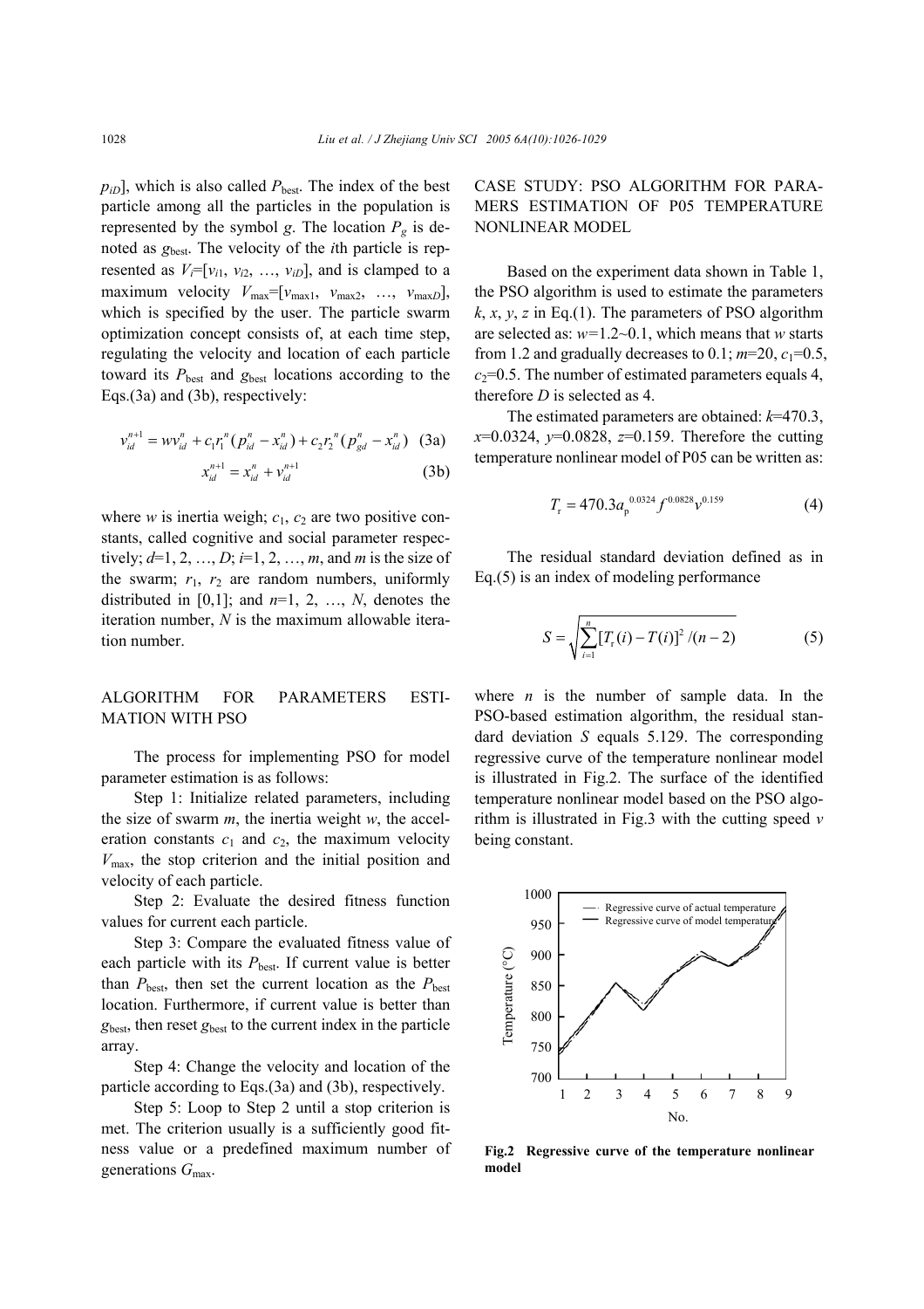$p_{iD}$], which is also called $P_{best}$. The index of the best particle among all the particles in the population is represented by the symbol $g$. The location $P_g$ is denoted as $g_{best}$. The velocity of the $i$th particle is represented as $V_i=[v_{i1}, v_{i2}, \ldots, v_{iD}]$, and is clamped to a maximum velocity $V_{max}=[v_{max1}, v_{max2}, \ldots, v_{maxD}]$, which is specified by the user. The particle swarm optimization concept consists of, at each time step, regulating the velocity and location of each particle toward its $P_{best}$ and $g_{best}$ locations according to the Eqs.(3a) and (3b), respectively:

$$v_{id}^{n+1} = wv_{id}^{n} + c_1 r_1^{\,n}(p_{id}^{n} - x_{id}^{n}) + c_2 r_2^{\,n}(p_{gd}^{n} - x_{id}^{n}) \quad (3a)$$

$$x_{id}^{n+1} = x_{id}^{n} + v_{id}^{n+1} \quad (3b)$$

where $w$ is inertia weigh; $c_1$, $c_2$ are two positive constants, called cognitive and social parameter respectively; $d$=1, 2, …, $D$; $i$=1, 2, …, $m$, and $m$ is the size of the swarm; $r_1$, $r_2$ are random numbers, uniformly distributed in [0,1]; and $n$=1, 2, …, $N$, denotes the iteration number, $N$ is the maximum allowable iteration number.

## ALGORITHM FOR PARAMETERS ESTIMATION WITH PSO

The process for implementing PSO for model parameter estimation is as follows:

Step 1: Initialize related parameters, including the size of swarm $m$, the inertia weight $w$, the acceleration constants $c_1$ and $c_2$, the maximum velocity $V_{max}$, the stop criterion and the initial position and velocity of each particle.

Step 2: Evaluate the desired fitness function values for current each particle.

Step 3: Compare the evaluated fitness value of each particle with its $P_{best}$. If current value is better than $P_{best}$, then set the current location as the $P_{best}$ location. Furthermore, if current value is better than $g_{best}$, then reset $g_{best}$ to the current index in the particle array.

Step 4: Change the velocity and location of the particle according to Eqs.(3a) and (3b), respectively.

Step 5: Loop to Step 2 until a stop criterion is met. The criterion usually is a sufficiently good fitness value or a predefined maximum number of generations $G_{max}$.

## CASE STUDY: PSO ALGORITHM FOR PARAMERS ESTIMATION OF P05 TEMPERATURE NONLINEAR MODEL

Based on the experiment data shown in Table 1, the PSO algorithm is used to estimate the parameters $k$, $x$, $y$, $z$ in Eq.(1). The parameters of PSO algorithm are selected as: $w$=1.2~0.1, which means that $w$ starts from 1.2 and gradually decreases to 0.1; $m$=20, $c_1$=0.5, $c_2$=0.5. The number of estimated parameters equals 4, therefore $D$ is selected as 4.

The estimated parameters are obtained: $k$=470.3, $x$=0.0324, $y$=0.0828, $z$=0.159. Therefore the cutting temperature nonlinear model of P05 can be written as:

$$T_r = 470.3 a_p^{\,0.0324} f^{\,0.0828} v^{0.159} \quad (4)$$

The residual standard deviation defined as in Eq.(5) is an index of modeling performance

$$S = \sqrt{\sum_{i=1}^{n} [T_r(i) - T(i)]^2 / (n-2)} \quad (5)$$

where $n$ is the number of sample data. In the PSO-based estimation algorithm, the residual standard deviation $S$ equals 5.129. The corresponding regressive curve of the temperature nonlinear model is illustrated in Fig.2. The surface of the identified temperature nonlinear model based on the PSO algorithm is illustrated in Fig.3 with the cutting speed $v$ being constant.

**Fig.2 Regressive curve of the temperature nonlinear model**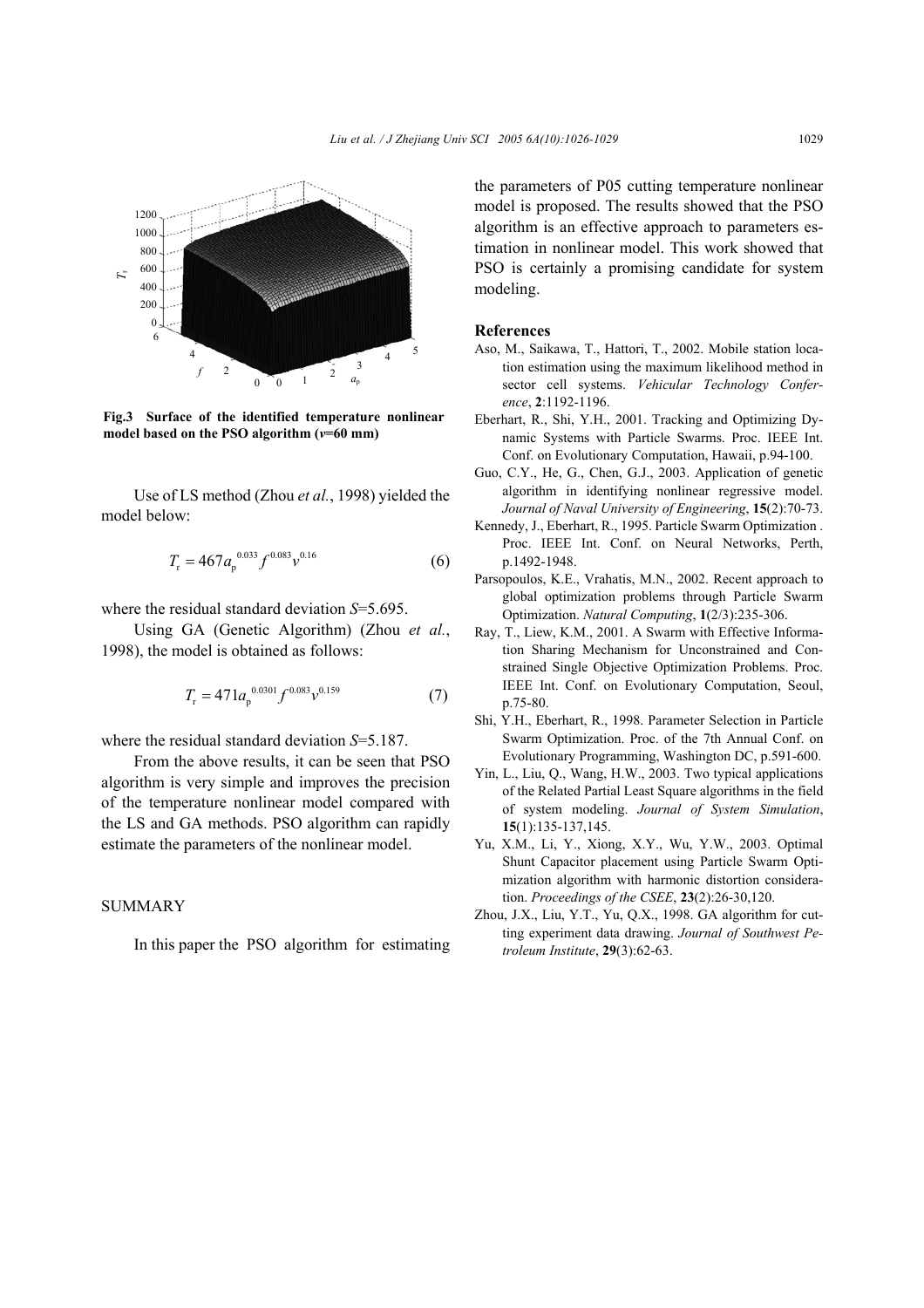1200
1000
800
600
400
200
0
$T_r$
6
4
$f$
2
0
0
1
2
3
4
5
$a_p$

**Fig.3 Surface of the identified temperature nonlinear model based on the PSO algorithm ($v$=60 mm)**

Use of LS method (Zhou *et al.*, 1998) yielded the model below:

$$T_{\mathrm{r}} = 467 a_{\mathrm{p}}^{\ 0.033} f^{\,0.083} v^{0.16} \tag{6}$$

where the residual standard deviation $S$=5.695.

Using GA (Genetic Algorithm) (Zhou *et al.*, 1998), the model is obtained as follows:

$$T_{\mathrm{r}} = 471 a_{\mathrm{p}}^{\ 0.0301} f^{\,0.083} v^{0.159} \tag{7}$$

where the residual standard deviation $S$=5.187.

From the above results, it can be seen that PSO algorithm is very simple and improves the precision of the temperature nonlinear model compared with the LS and GA methods. PSO algorithm can rapidly estimate the parameters of the nonlinear model.

## SUMMARY

In this paper the PSO algorithm for estimating the parameters of P05 cutting temperature nonlinear model is proposed. The results showed that the PSO algorithm is an effective approach to parameters estimation in nonlinear model. This work showed that PSO is certainly a promising candidate for system modeling.

## References

Aso, M., Saikawa, T., Hattori, T., 2002. Mobile station location estimation using the maximum likelihood method in sector cell systems. *Vehicular Technology Conference*, **2**:1192-1196.

Eberhart, R., Shi, Y.H., 2001. Tracking and Optimizing Dynamic Systems with Particle Swarms. Proc. IEEE Int. Conf. on Evolutionary Computation, Hawaii, p.94-100.

Guo, C.Y., He, G., Chen, G.J., 2003. Application of genetic algorithm in identifying nonlinear regressive model. *Journal of Naval University of Engineering*, **15**(2):70-73.

Kennedy, J., Eberhart, R., 1995. Particle Swarm Optimization . Proc. IEEE Int. Conf. on Neural Networks, Perth, p.1492-1948.

Parsopoulos, K.E., Vrahatis, M.N., 2002. Recent approach to global optimization problems through Particle Swarm Optimization. *Natural Computing*, **1**(2/3):235-306.

Ray, T., Liew, K.M., 2001. A Swarm with Effective Information Sharing Mechanism for Unconstrained and Constrained Single Objective Optimization Problems. Proc. IEEE Int. Conf. on Evolutionary Computation, Seoul, p.75-80.

Shi, Y.H., Eberhart, R., 1998. Parameter Selection in Particle Swarm Optimization. Proc. of the 7th Annual Conf. on Evolutionary Programming, Washington DC, p.591-600.

Yin, L., Liu, Q., Wang, H.W., 2003. Two typical applications of the Related Partial Least Square algorithms in the field of system modeling. *Journal of System Simulation*, **15**(1):135-137,145.

Yu, X.M., Li, Y., Xiong, X.Y., Wu, Y.W., 2003. Optimal Shunt Capacitor placement using Particle Swarm Optimization algorithm with harmonic distortion consideration. *Proceedings of the CSEE*, **23**(2):26-30,120.

Zhou, J.X., Liu, Y.T., Yu, Q.X., 1998. GA algorithm for cutting experiment data drawing. *Journal of Southwest Petroleum Institute*, **29**(3):62-63.